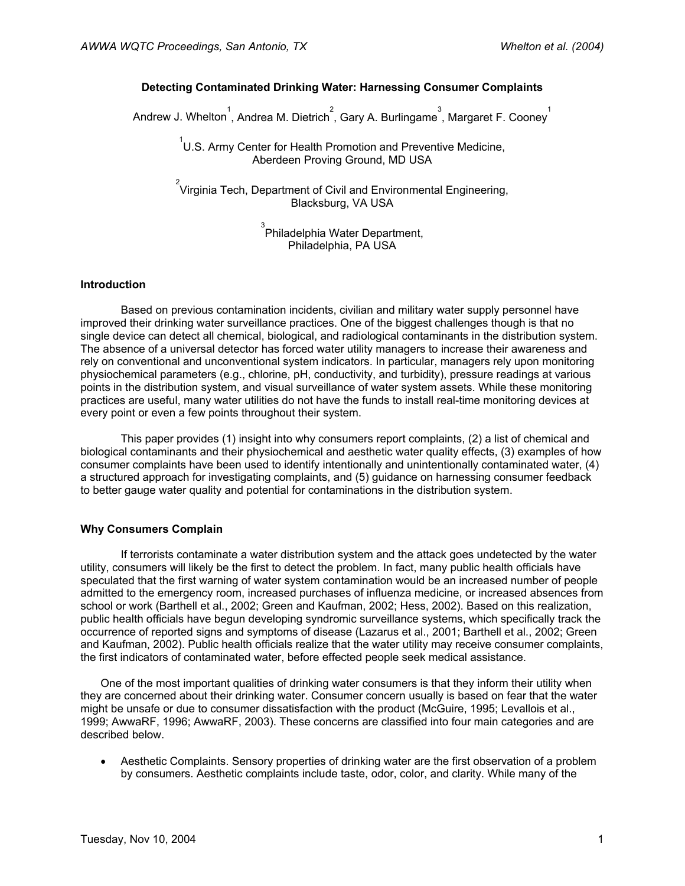# Detecting Contaminated Drinking Water: Harnessing Consumer Complaints

Andrew J. Whelton[1], Andrea M. Dietrich[2], Gary A. Burlingame[3], Margaret F. Cooney[1]

[1]U.S. Army Center for Health Promotion and Preventive Medicine, Aberdeen Proving Ground, MD USA

[2]Virginia Tech, Department of Civil and Environmental Engineering, Blacksburg, VA USA

[3]Philadelphia Water Department, Philadelphia, PA USA

## Introduction

Based on previous contamination incidents, civilian and military water supply personnel have improved their drinking water surveillance practices. One of the biggest challenges though is that no single device can detect all chemical, biological, and radiological contaminants in the distribution system. The absence of a universal detector has forced water utility managers to increase their awareness and rely on conventional and unconventional system indicators. In particular, managers rely upon monitoring physiochemical parameters (e.g., chlorine, pH, conductivity, and turbidity), pressure readings at various points in the distribution system, and visual surveillance of water system assets. While these monitoring practices are useful, many water utilities do not have the funds to install real-time monitoring devices at every point or even a few points throughout their system.

This paper provides (1) insight into why consumers report complaints, (2) a list of chemical and biological contaminants and their physiochemical and aesthetic water quality effects, (3) examples of how consumer complaints have been used to identify intentionally and unintentionally contaminated water, (4) a structured approach for investigating complaints, and (5) guidance on harnessing consumer feedback to better gauge water quality and potential for contaminations in the distribution system.

## Why Consumers Complain

If terrorists contaminate a water distribution system and the attack goes undetected by the water utility, consumers will likely be the first to detect the problem. In fact, many public health officials have speculated that the first warning of water system contamination would be an increased number of people admitted to the emergency room, increased purchases of influenza medicine, or increased absences from school or work (Barthell et al., 2002; Green and Kaufman, 2002; Hess, 2002). Based on this realization, public health officials have begun developing syndromic surveillance systems, which specifically track the occurrence of reported signs and symptoms of disease (Lazarus et al., 2001; Barthell et al., 2002; Green and Kaufman, 2002). Public health officials realize that the water utility may receive consumer complaints, the first indicators of contaminated water, before effected people seek medical assistance.

One of the most important qualities of drinking water consumers is that they inform their utility when they are concerned about their drinking water. Consumer concern usually is based on fear that the water might be unsafe or due to consumer dissatisfaction with the product (McGuire, 1995; Levallois et al., 1999; AwwaRF, 1996; AwwaRF, 2003). These concerns are classified into four main categories and are described below.

- Aesthetic Complaints. Sensory properties of drinking water are the first observation of a problem by consumers. Aesthetic complaints include taste, odor, color, and clarity. While many of the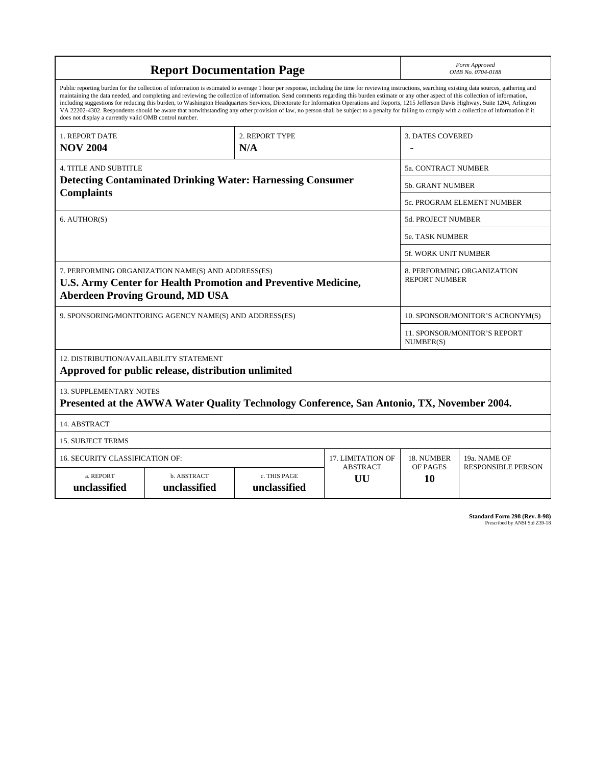# Report Documentation Page

*Form Approved*
*OMB No. 0704-0188*

Public reporting burden for the collection of information is estimated to average 1 hour per response, including the time for reviewing instructions, searching existing data sources, gathering and maintaining the data needed, and completing and reviewing the collection of information. Send comments regarding this burden estimate or any other aspect of this collection of information, including suggestions for reducing this burden, to Washington Headquarters Services, Directorate for Information Operations and Reports, 1215 Jefferson Davis Highway, Suite 1204, Arlington VA 22202-4302. Respondents should be aware that notwithstanding any other provision of law, no person shall be subject to a penalty for failing to comply with a collection of information if it does not display a currently valid OMB control number.

| 1. REPORT DATE | 2. REPORT TYPE | 3. DATES COVERED |
|---|---|---|
| **NOV 2004** | **N/A** | **-** |

| 4. TITLE AND SUBTITLE | |
|---|---|
| **Detecting Contaminated Drinking Water: Harnessing Consumer Complaints** | 5a. CONTRACT NUMBER |
| | 5b. GRANT NUMBER |
| | 5c. PROGRAM ELEMENT NUMBER |

| 6. AUTHOR(S) | |
|---|---|
| | 5d. PROJECT NUMBER |
| | 5e. TASK NUMBER |
| | 5f. WORK UNIT NUMBER |

| 7. PERFORMING ORGANIZATION NAME(S) AND ADDRESS(ES) | 8. PERFORMING ORGANIZATION REPORT NUMBER |
|---|---|
| **U.S. Army Center for Health Promotion and Preventive Medicine, Aberdeen Proving Ground, MD USA** | |

| 9. SPONSORING/MONITORING AGENCY NAME(S) AND ADDRESS(ES) | |
|---|---|
| | 10. SPONSOR/MONITOR'S ACRONYM(S) |
| | 11. SPONSOR/MONITOR'S REPORT NUMBER(S) |

12. DISTRIBUTION/AVAILABILITY STATEMENT
**Approved for public release, distribution unlimited**

13. SUPPLEMENTARY NOTES
**Presented at the AWWA Water Quality Technology Conference, San Antonio, TX, November 2004.**

14. ABSTRACT

15. SUBJECT TERMS

| 16. SECURITY CLASSIFICATION OF: | | | 17. LIMITATION OF ABSTRACT | 18. NUMBER OF PAGES | 19a. NAME OF RESPONSIBLE PERSON |
|---|---|---|---|---|---|
| a. REPORT | b. ABSTRACT | c. THIS PAGE | | | |
| **unclassified** | **unclassified** | **unclassified** | **UU** | **10** | |

**Standard Form 298 (Rev. 8-98)**
Prescribed by ANSI Std Z39-18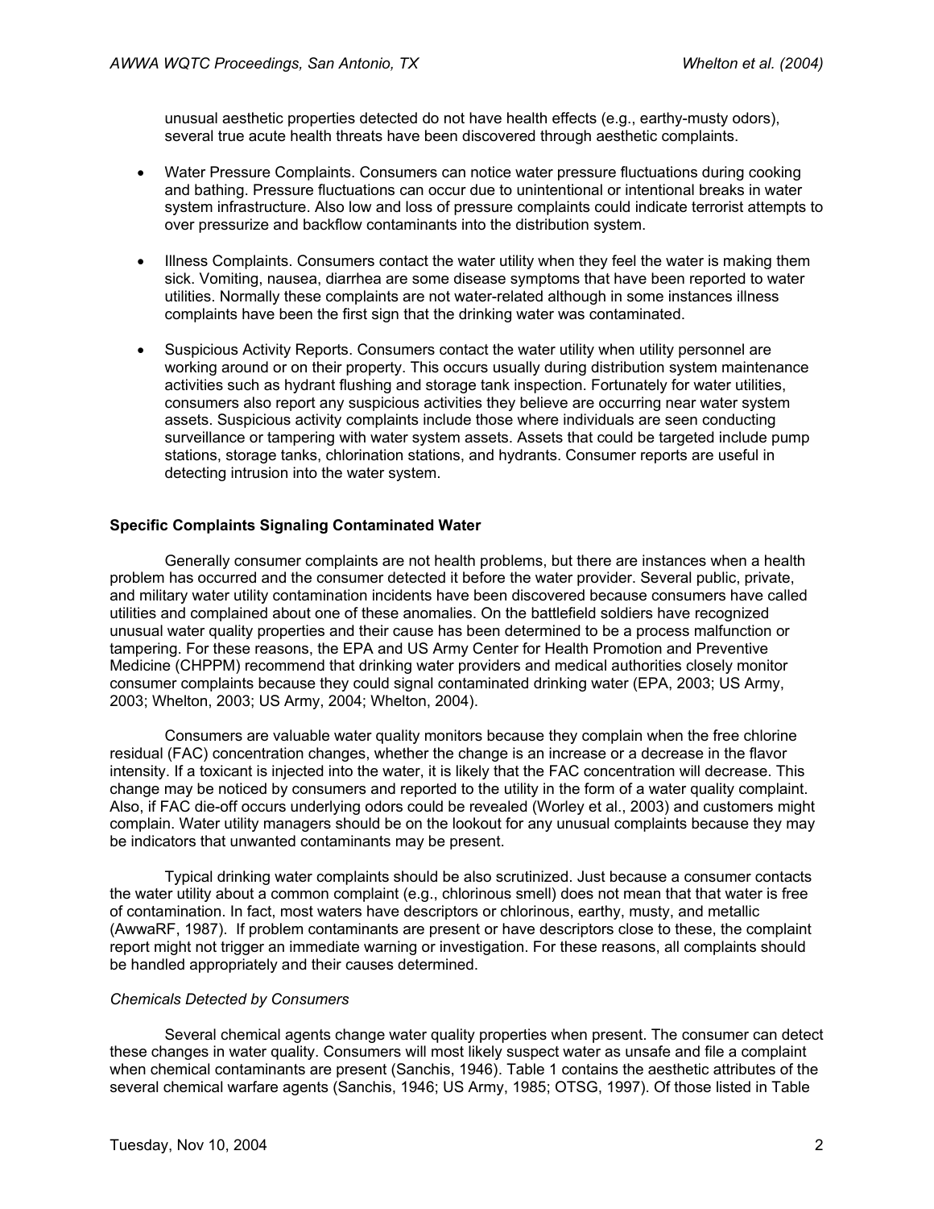unusual aesthetic properties detected do not have health effects (e.g., earthy-musty odors), several true acute health threats have been discovered through aesthetic complaints.

- Water Pressure Complaints. Consumers can notice water pressure fluctuations during cooking and bathing. Pressure fluctuations can occur due to unintentional or intentional breaks in water system infrastructure. Also low and loss of pressure complaints could indicate terrorist attempts to over pressurize and backflow contaminants into the distribution system.

- Illness Complaints. Consumers contact the water utility when they feel the water is making them sick. Vomiting, nausea, diarrhea are some disease symptoms that have been reported to water utilities. Normally these complaints are not water-related although in some instances illness complaints have been the first sign that the drinking water was contaminated.

- Suspicious Activity Reports. Consumers contact the water utility when utility personnel are working around or on their property. This occurs usually during distribution system maintenance activities such as hydrant flushing and storage tank inspection. Fortunately for water utilities, consumers also report any suspicious activities they believe are occurring near water system assets. Suspicious activity complaints include those where individuals are seen conducting surveillance or tampering with water system assets. Assets that could be targeted include pump stations, storage tanks, chlorination stations, and hydrants. Consumer reports are useful in detecting intrusion into the water system.

**Specific Complaints Signaling Contaminated Water**

Generally consumer complaints are not health problems, but there are instances when a health problem has occurred and the consumer detected it before the water provider. Several public, private, and military water utility contamination incidents have been discovered because consumers have called utilities and complained about one of these anomalies. On the battlefield soldiers have recognized unusual water quality properties and their cause has been determined to be a process malfunction or tampering. For these reasons, the EPA and US Army Center for Health Promotion and Preventive Medicine (CHPPM) recommend that drinking water providers and medical authorities closely monitor consumer complaints because they could signal contaminated drinking water (EPA, 2003; US Army, 2003; Whelton, 2003; US Army, 2004; Whelton, 2004).

Consumers are valuable water quality monitors because they complain when the free chlorine residual (FAC) concentration changes, whether the change is an increase or a decrease in the flavor intensity. If a toxicant is injected into the water, it is likely that the FAC concentration will decrease. This change may be noticed by consumers and reported to the utility in the form of a water quality complaint. Also, if FAC die-off occurs underlying odors could be revealed (Worley et al., 2003) and customers might complain. Water utility managers should be on the lookout for any unusual complaints because they may be indicators that unwanted contaminants may be present.

Typical drinking water complaints should be also scrutinized. Just because a consumer contacts the water utility about a common complaint (e.g., chlorinous smell) does not mean that that water is free of contamination. In fact, most waters have descriptors or chlorinous, earthy, musty, and metallic (AwwaRF, 1987). If problem contaminants are present or have descriptors close to these, the complaint report might not trigger an immediate warning or investigation. For these reasons, all complaints should be handled appropriately and their causes determined.

*Chemicals Detected by Consumers*

Several chemical agents change water quality properties when present. The consumer can detect these changes in water quality. Consumers will most likely suspect water as unsafe and file a complaint when chemical contaminants are present (Sanchis, 1946). Table 1 contains the aesthetic attributes of the several chemical warfare agents (Sanchis, 1946; US Army, 1985; OTSG, 1997). Of those listed in Table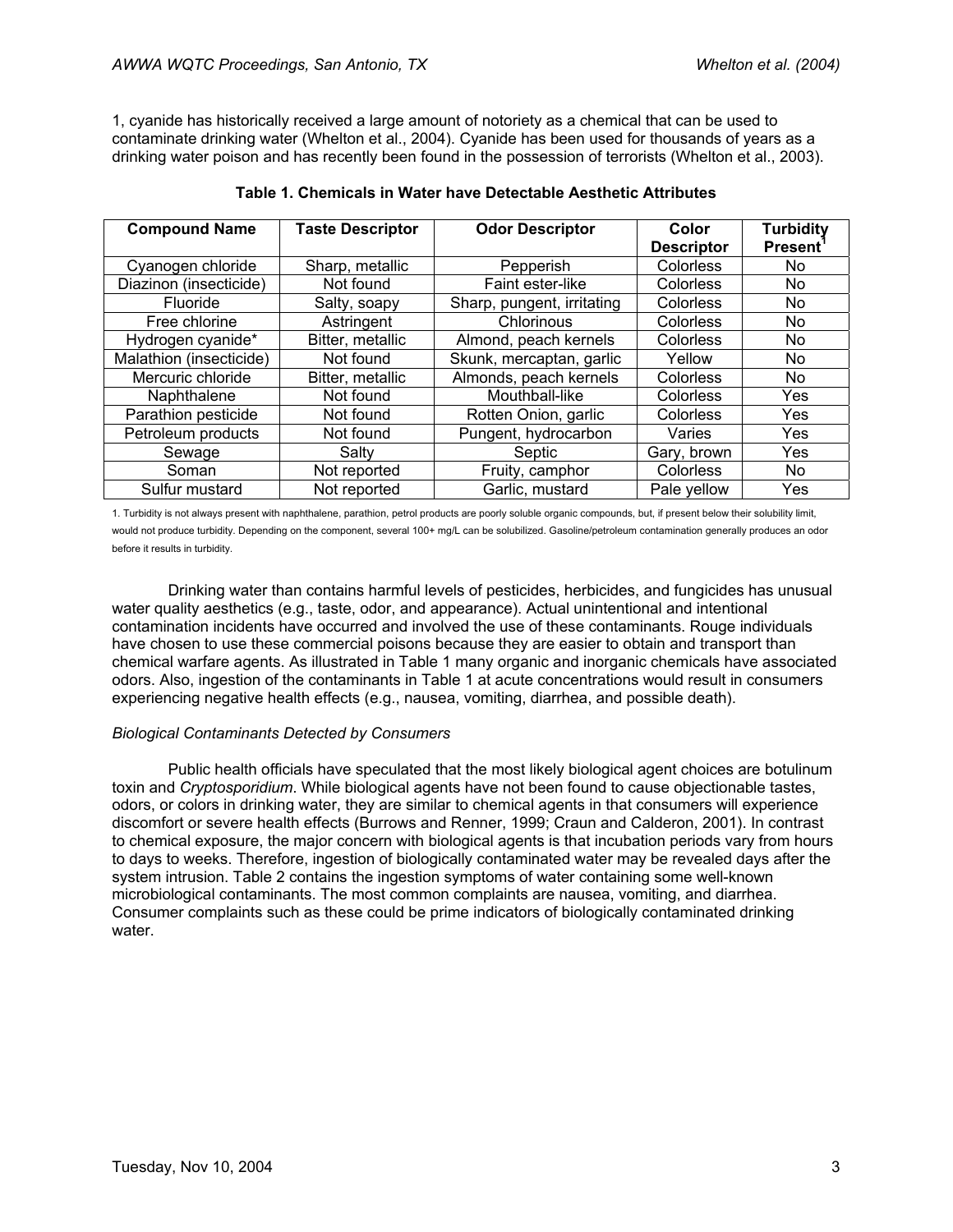1, cyanide has historically received a large amount of notoriety as a chemical that can be used to contaminate drinking water (Whelton et al., 2004). Cyanide has been used for thousands of years as a drinking water poison and has recently been found in the possession of terrorists (Whelton et al., 2003).

**Table 1. Chemicals in Water have Detectable Aesthetic Attributes**

| Compound Name | Taste Descriptor | Odor Descriptor | Color Descriptor | Turbidity Present[1] |
|---|---|---|---|---|
| Cyanogen chloride | Sharp, metallic | Pepperish | Colorless | No |
| Diazinon (insecticide) | Not found | Faint ester-like | Colorless | No |
| Fluoride | Salty, soapy | Sharp, pungent, irritating | Colorless | No |
| Free chlorine | Astringent | Chlorinous | Colorless | No |
| Hydrogen cyanide* | Bitter, metallic | Almond, peach kernels | Colorless | No |
| Malathion (insecticide) | Not found | Skunk, mercaptan, garlic | Yellow | No |
| Mercuric chloride | Bitter, metallic | Almonds, peach kernels | Colorless | No |
| Naphthalene | Not found | Mouthball-like | Colorless | Yes |
| Parathion pesticide | Not found | Rotten Onion, garlic | Colorless | Yes |
| Petroleum products | Not found | Pungent, hydrocarbon | Varies | Yes |
| Sewage | Salty | Septic | Gary, brown | Yes |
| Soman | Not reported | Fruity, camphor | Colorless | No |
| Sulfur mustard | Not reported | Garlic, mustard | Pale yellow | Yes |

1. Turbidity is not always present with naphthalene, parathion, petrol products are poorly soluble organic compounds, but, if present below their solubility limit, would not produce turbidity. Depending on the component, several 100+ mg/L can be solubilized. Gasoline/petroleum contamination generally produces an odor before it results in turbidity.

Drinking water than contains harmful levels of pesticides, herbicides, and fungicides has unusual water quality aesthetics (e.g., taste, odor, and appearance). Actual unintentional and intentional contamination incidents have occurred and involved the use of these contaminants. Rouge individuals have chosen to use these commercial poisons because they are easier to obtain and transport than chemical warfare agents. As illustrated in Table 1 many organic and inorganic chemicals have associated odors. Also, ingestion of the contaminants in Table 1 at acute concentrations would result in consumers experiencing negative health effects (e.g., nausea, vomiting, diarrhea, and possible death).

### *Biological Contaminants Detected by Consumers*

Public health officials have speculated that the most likely biological agent choices are botulinum toxin and *Cryptosporidium*. While biological agents have not been found to cause objectionable tastes, odors, or colors in drinking water, they are similar to chemical agents in that consumers will experience discomfort or severe health effects (Burrows and Renner, 1999; Craun and Calderon, 2001). In contrast to chemical exposure, the major concern with biological agents is that incubation periods vary from hours to days to weeks. Therefore, ingestion of biologically contaminated water may be revealed days after the system intrusion. Table 2 contains the ingestion symptoms of water containing some well-known microbiological contaminants. The most common complaints are nausea, vomiting, and diarrhea. Consumer complaints such as these could be prime indicators of biologically contaminated drinking water.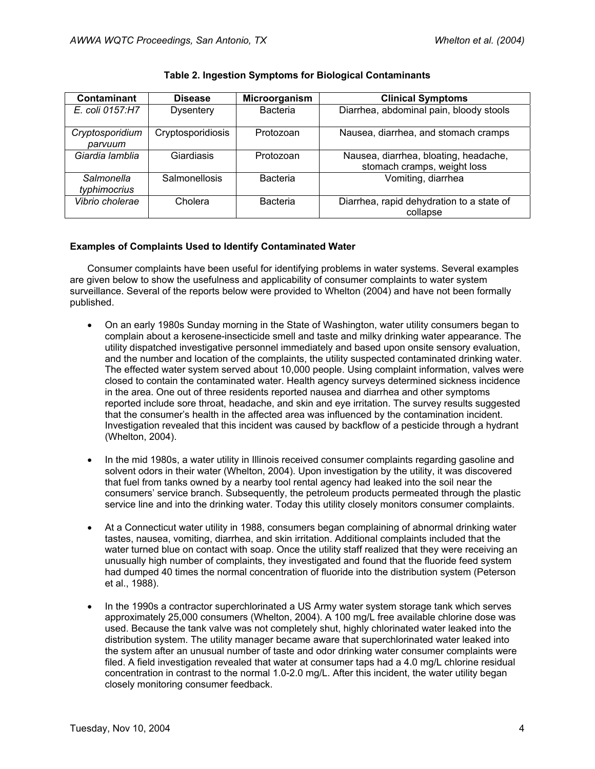**Table 2. Ingestion Symptoms for Biological Contaminants**

| Contaminant | Disease | Microorganism | Clinical Symptoms |
|---|---|---|---|
| *E. coli 0157:H7* | Dysentery | Bacteria | Diarrhea, abdominal pain, bloody stools |
| *Cryptosporidium parvuum* | Cryptosporidiosis | Protozoan | Nausea, diarrhea, and stomach cramps |
| *Giardia lamblia* | Giardiasis | Protozoan | Nausea, diarrhea, bloating, headache, stomach cramps, weight loss |
| *Salmonella typhimocrius* | Salmonellosis | Bacteria | Vomiting, diarrhea |
| *Vibrio cholerae* | Cholera | Bacteria | Diarrhea, rapid dehydration to a state of collapse |

**Examples of Complaints Used to Identify Contaminated Water**

Consumer complaints have been useful for identifying problems in water systems. Several examples are given below to show the usefulness and applicability of consumer complaints to water system surveillance. Several of the reports below were provided to Whelton (2004) and have not been formally published.

- On an early 1980s Sunday morning in the State of Washington, water utility consumers began to complain about a kerosene-insecticide smell and taste and milky drinking water appearance. The utility dispatched investigative personnel immediately and based upon onsite sensory evaluation, and the number and location of the complaints, the utility suspected contaminated drinking water. The effected water system served about 10,000 people. Using complaint information, valves were closed to contain the contaminated water. Health agency surveys determined sickness incidence in the area. One out of three residents reported nausea and diarrhea and other symptoms reported include sore throat, headache, and skin and eye irritation. The survey results suggested that the consumer's health in the affected area was influenced by the contamination incident. Investigation revealed that this incident was caused by backflow of a pesticide through a hydrant (Whelton, 2004).

- In the mid 1980s, a water utility in Illinois received consumer complaints regarding gasoline and solvent odors in their water (Whelton, 2004). Upon investigation by the utility, it was discovered that fuel from tanks owned by a nearby tool rental agency had leaked into the soil near the consumers' service branch. Subsequently, the petroleum products permeated through the plastic service line and into the drinking water. Today this utility closely monitors consumer complaints.

- At a Connecticut water utility in 1988, consumers began complaining of abnormal drinking water tastes, nausea, vomiting, diarrhea, and skin irritation. Additional complaints included that the water turned blue on contact with soap. Once the utility staff realized that they were receiving an unusually high number of complaints, they investigated and found that the fluoride feed system had dumped 40 times the normal concentration of fluoride into the distribution system (Peterson et al., 1988).

- In the 1990s a contractor superchlorinated a US Army water system storage tank which serves approximately 25,000 consumers (Whelton, 2004). A 100 mg/L free available chlorine dose was used. Because the tank valve was not completely shut, highly chlorinated water leaked into the distribution system. The utility manager became aware that superchlorinated water leaked into the system after an unusual number of taste and odor drinking water consumer complaints were filed. A field investigation revealed that water at consumer taps had a 4.0 mg/L chlorine residual concentration in contrast to the normal 1.0-2.0 mg/L. After this incident, the water utility began closely monitoring consumer feedback.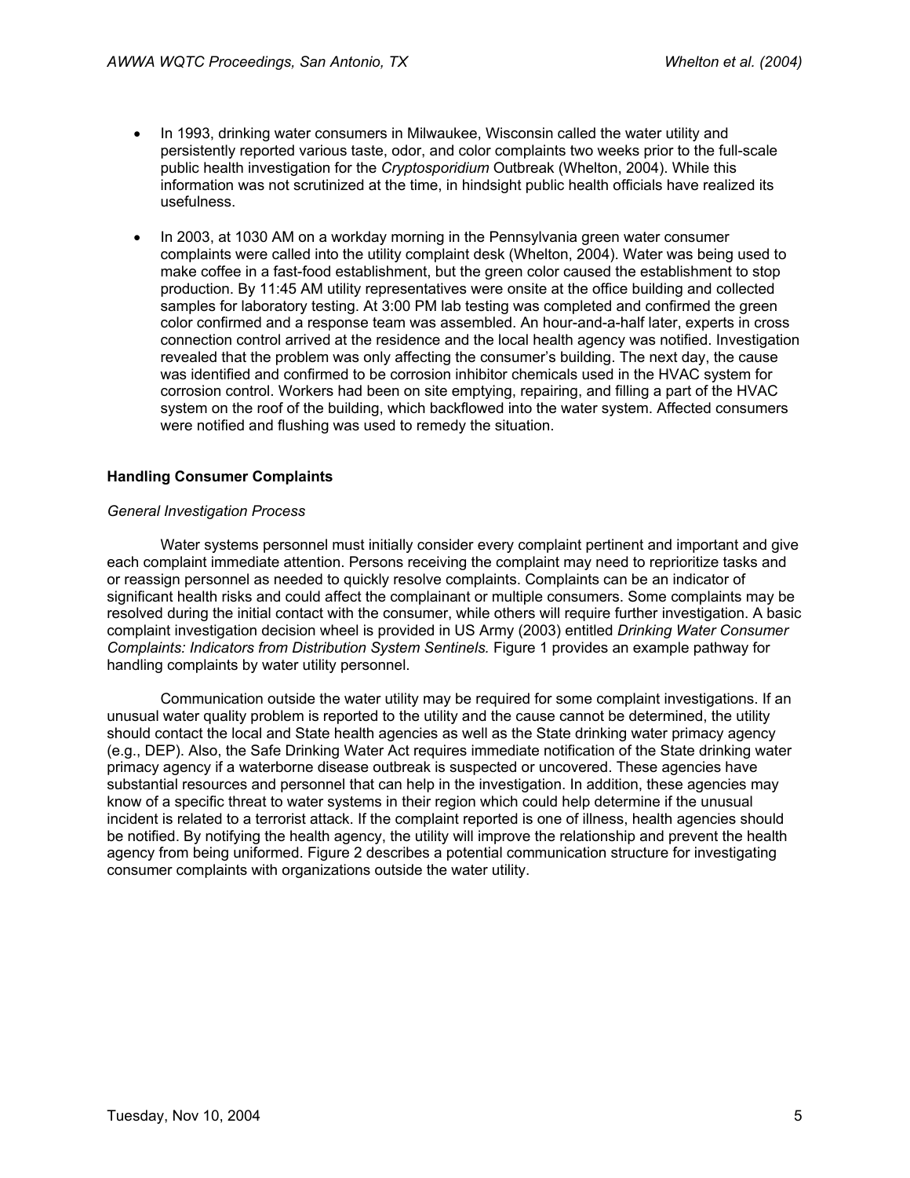- In 1993, drinking water consumers in Milwaukee, Wisconsin called the water utility and persistently reported various taste, odor, and color complaints two weeks prior to the full-scale public health investigation for the *Cryptosporidium* Outbreak (Whelton, 2004). While this information was not scrutinized at the time, in hindsight public health officials have realized its usefulness.

- In 2003, at 1030 AM on a workday morning in the Pennsylvania green water consumer complaints were called into the utility complaint desk (Whelton, 2004). Water was being used to make coffee in a fast-food establishment, but the green color caused the establishment to stop production. By 11:45 AM utility representatives were onsite at the office building and collected samples for laboratory testing. At 3:00 PM lab testing was completed and confirmed the green color confirmed and a response team was assembled. An hour-and-a-half later, experts in cross connection control arrived at the residence and the local health agency was notified. Investigation revealed that the problem was only affecting the consumer's building. The next day, the cause was identified and confirmed to be corrosion inhibitor chemicals used in the HVAC system for corrosion control. Workers had been on site emptying, repairing, and filling a part of the HVAC system on the roof of the building, which backflowed into the water system. Affected consumers were notified and flushing was used to remedy the situation.

**Handling Consumer Complaints**

*General Investigation Process*

Water systems personnel must initially consider every complaint pertinent and important and give each complaint immediate attention. Persons receiving the complaint may need to reprioritize tasks and or reassign personnel as needed to quickly resolve complaints. Complaints can be an indicator of significant health risks and could affect the complainant or multiple consumers. Some complaints may be resolved during the initial contact with the consumer, while others will require further investigation. A basic complaint investigation decision wheel is provided in US Army (2003) entitled *Drinking Water Consumer Complaints: Indicators from Distribution System Sentinels.* Figure 1 provides an example pathway for handling complaints by water utility personnel.

Communication outside the water utility may be required for some complaint investigations. If an unusual water quality problem is reported to the utility and the cause cannot be determined, the utility should contact the local and State health agencies as well as the State drinking water primacy agency (e.g., DEP). Also, the Safe Drinking Water Act requires immediate notification of the State drinking water primacy agency if a waterborne disease outbreak is suspected or uncovered. These agencies have substantial resources and personnel that can help in the investigation. In addition, these agencies may know of a specific threat to water systems in their region which could help determine if the unusual incident is related to a terrorist attack. If the complaint reported is one of illness, health agencies should be notified. By notifying the health agency, the utility will improve the relationship and prevent the health agency from being uniformed. Figure 2 describes a potential communication structure for investigating consumer complaints with organizations outside the water utility.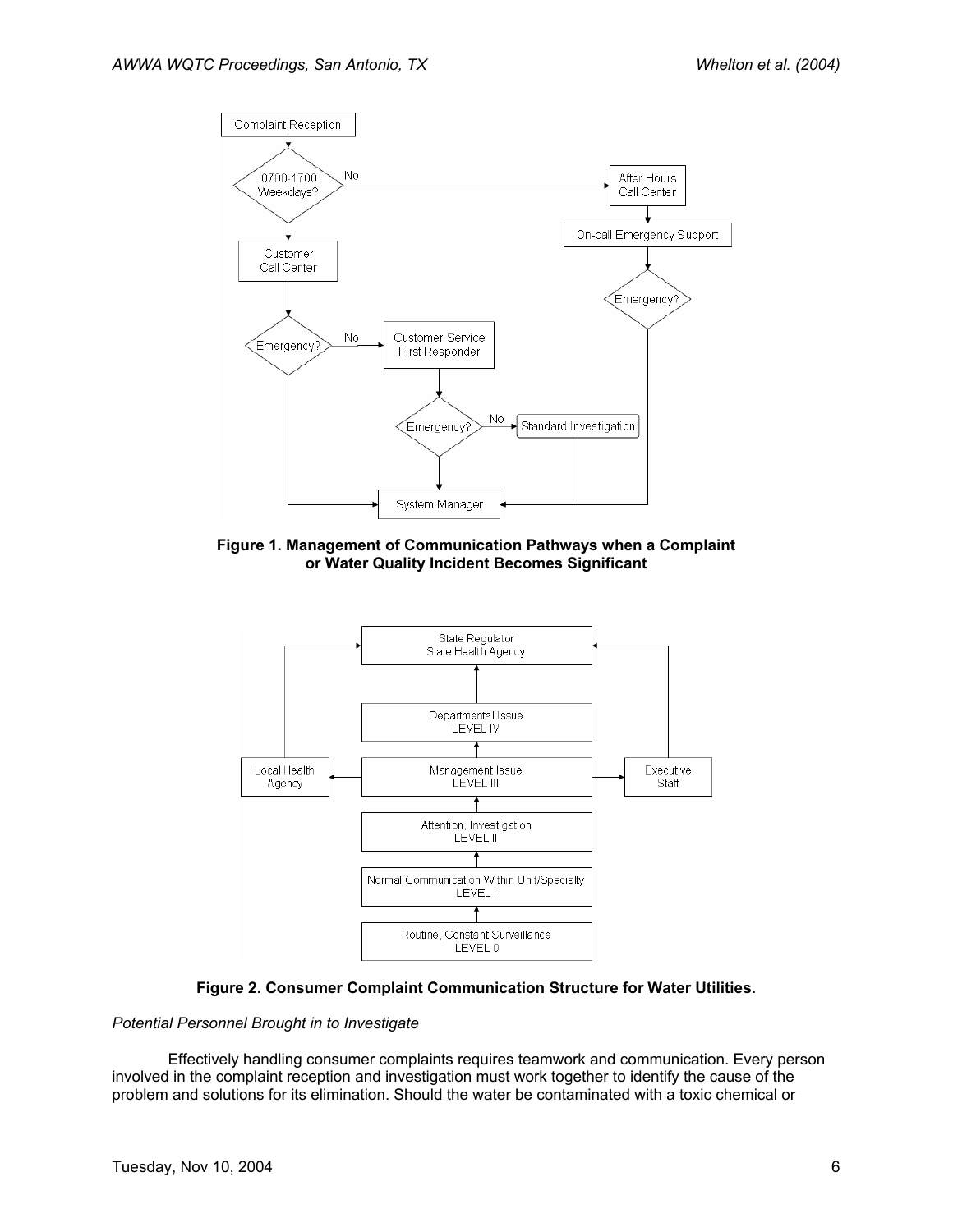**Figure 1. Management of Communication Pathways when a Complaint or Water Quality Incident Becomes Significant**

**Figure 2. Consumer Complaint Communication Structure for Water Utilities.**

*Potential Personnel Brought in to Investigate*

Effectively handling consumer complaints requires teamwork and communication. Every person involved in the complaint reception and investigation must work together to identify the cause of the problem and solutions for its elimination. Should the water be contaminated with a toxic chemical or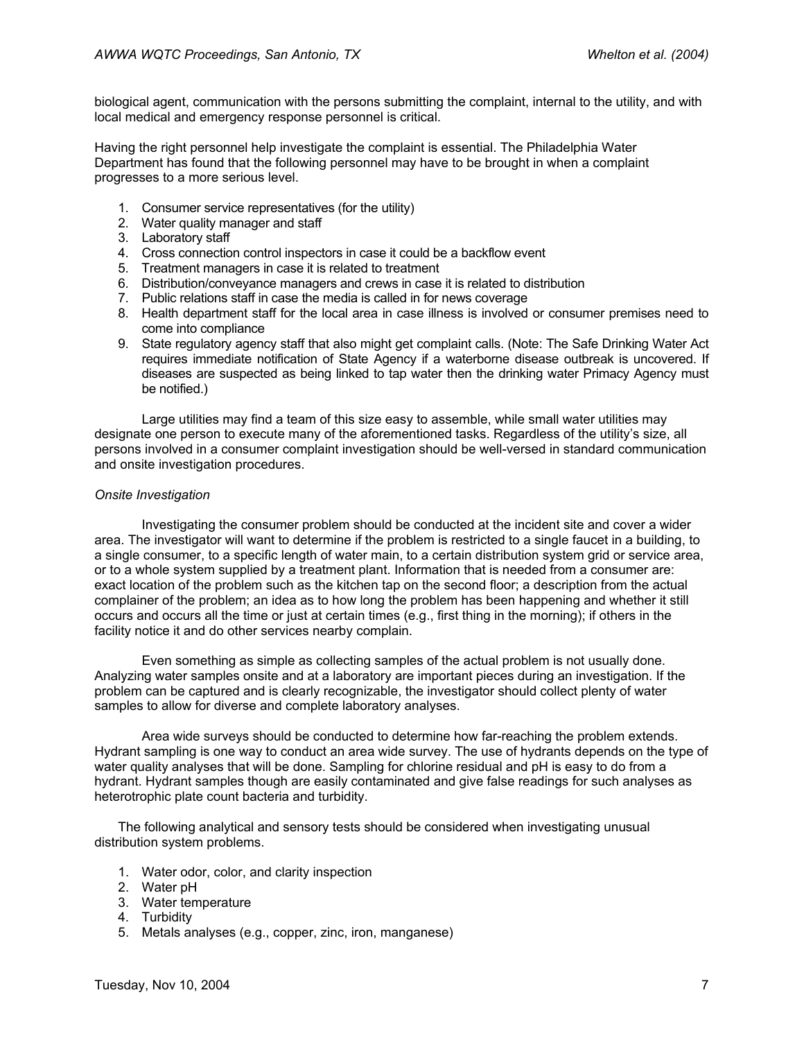biological agent, communication with the persons submitting the complaint, internal to the utility, and with local medical and emergency response personnel is critical.

Having the right personnel help investigate the complaint is essential. The Philadelphia Water Department has found that the following personnel may have to be brought in when a complaint progresses to a more serious level.

1. Consumer service representatives (for the utility)
2. Water quality manager and staff
3. Laboratory staff
4. Cross connection control inspectors in case it could be a backflow event
5. Treatment managers in case it is related to treatment
6. Distribution/conveyance managers and crews in case it is related to distribution
7. Public relations staff in case the media is called in for news coverage
8. Health department staff for the local area in case illness is involved or consumer premises need to come into compliance
9. State regulatory agency staff that also might get complaint calls. (Note: The Safe Drinking Water Act requires immediate notification of State Agency if a waterborne disease outbreak is uncovered. If diseases are suspected as being linked to tap water then the drinking water Primacy Agency must be notified.)

Large utilities may find a team of this size easy to assemble, while small water utilities may designate one person to execute many of the aforementioned tasks. Regardless of the utility's size, all persons involved in a consumer complaint investigation should be well-versed in standard communication and onsite investigation procedures.

*Onsite Investigation*

Investigating the consumer problem should be conducted at the incident site and cover a wider area. The investigator will want to determine if the problem is restricted to a single faucet in a building, to a single consumer, to a specific length of water main, to a certain distribution system grid or service area, or to a whole system supplied by a treatment plant. Information that is needed from a consumer are: exact location of the problem such as the kitchen tap on the second floor; a description from the actual complainer of the problem; an idea as to how long the problem has been happening and whether it still occurs and occurs all the time or just at certain times (e.g., first thing in the morning); if others in the facility notice it and do other services nearby complain.

Even something as simple as collecting samples of the actual problem is not usually done. Analyzing water samples onsite and at a laboratory are important pieces during an investigation. If the problem can be captured and is clearly recognizable, the investigator should collect plenty of water samples to allow for diverse and complete laboratory analyses.

Area wide surveys should be conducted to determine how far-reaching the problem extends. Hydrant sampling is one way to conduct an area wide survey. The use of hydrants depends on the type of water quality analyses that will be done. Sampling for chlorine residual and pH is easy to do from a hydrant. Hydrant samples though are easily contaminated and give false readings for such analyses as heterotrophic plate count bacteria and turbidity.

The following analytical and sensory tests should be considered when investigating unusual distribution system problems.

1. Water odor, color, and clarity inspection
2. Water pH
3. Water temperature
4. Turbidity
5. Metals analyses (e.g., copper, zinc, iron, manganese)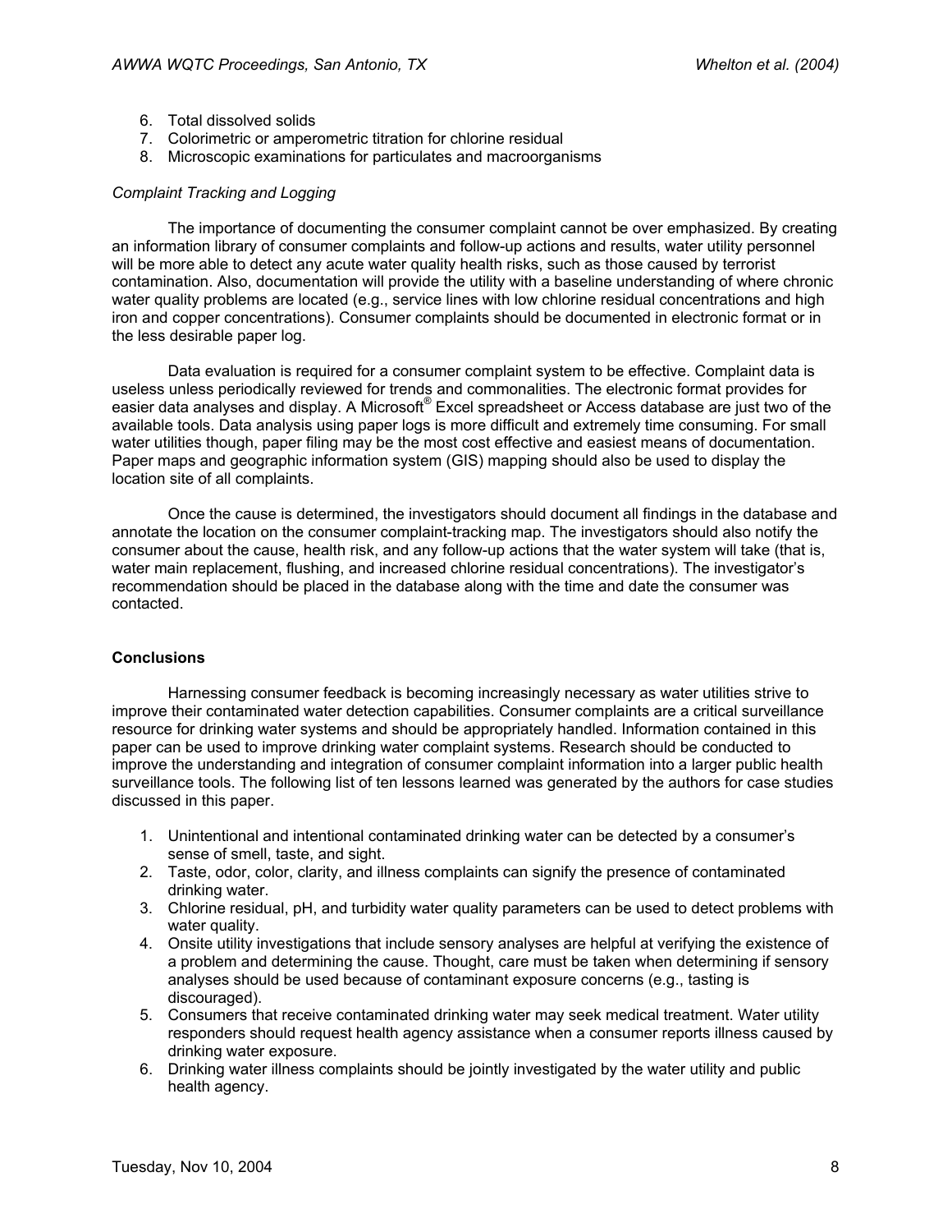6. Total dissolved solids
7. Colorimetric or amperometric titration for chlorine residual
8. Microscopic examinations for particulates and macroorganisms

*Complaint Tracking and Logging*

The importance of documenting the consumer complaint cannot be over emphasized. By creating an information library of consumer complaints and follow-up actions and results, water utility personnel will be more able to detect any acute water quality health risks, such as those caused by terrorist contamination. Also, documentation will provide the utility with a baseline understanding of where chronic water quality problems are located (e.g., service lines with low chlorine residual concentrations and high iron and copper concentrations). Consumer complaints should be documented in electronic format or in the less desirable paper log.

Data evaluation is required for a consumer complaint system to be effective. Complaint data is useless unless periodically reviewed for trends and commonalities. The electronic format provides for easier data analyses and display. A Microsoft® Excel spreadsheet or Access database are just two of the available tools. Data analysis using paper logs is more difficult and extremely time consuming. For small water utilities though, paper filing may be the most cost effective and easiest means of documentation. Paper maps and geographic information system (GIS) mapping should also be used to display the location site of all complaints.

Once the cause is determined, the investigators should document all findings in the database and annotate the location on the consumer complaint-tracking map. The investigators should also notify the consumer about the cause, health risk, and any follow-up actions that the water system will take (that is, water main replacement, flushing, and increased chlorine residual concentrations). The investigator's recommendation should be placed in the database along with the time and date the consumer was contacted.

**Conclusions**

Harnessing consumer feedback is becoming increasingly necessary as water utilities strive to improve their contaminated water detection capabilities. Consumer complaints are a critical surveillance resource for drinking water systems and should be appropriately handled. Information contained in this paper can be used to improve drinking water complaint systems. Research should be conducted to improve the understanding and integration of consumer complaint information into a larger public health surveillance tools. The following list of ten lessons learned was generated by the authors for case studies discussed in this paper.

1. Unintentional and intentional contaminated drinking water can be detected by a consumer's sense of smell, taste, and sight.
2. Taste, odor, color, clarity, and illness complaints can signify the presence of contaminated drinking water.
3. Chlorine residual, pH, and turbidity water quality parameters can be used to detect problems with water quality.
4. Onsite utility investigations that include sensory analyses are helpful at verifying the existence of a problem and determining the cause. Thought, care must be taken when determining if sensory analyses should be used because of contaminant exposure concerns (e.g., tasting is discouraged).
5. Consumers that receive contaminated drinking water may seek medical treatment. Water utility responders should request health agency assistance when a consumer reports illness caused by drinking water exposure.
6. Drinking water illness complaints should be jointly investigated by the water utility and public health agency.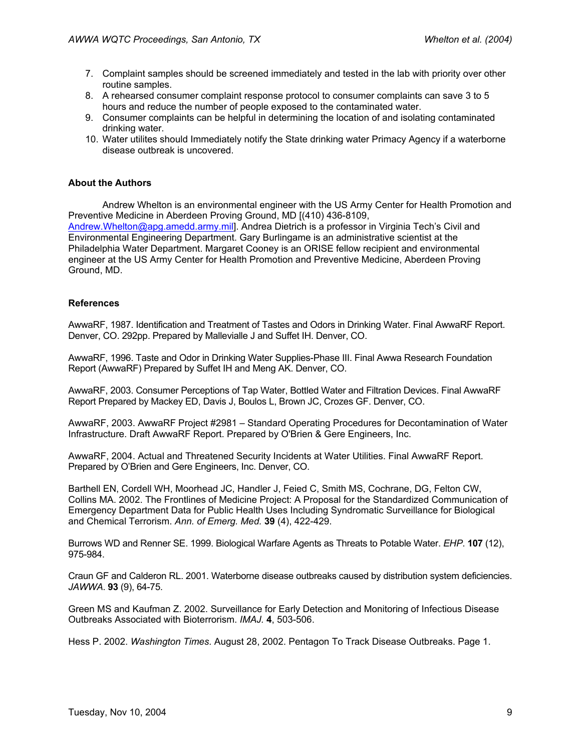7. Complaint samples should be screened immediately and tested in the lab with priority over other routine samples.
8. A rehearsed consumer complaint response protocol to consumer complaints can save 3 to 5 hours and reduce the number of people exposed to the contaminated water.
9. Consumer complaints can be helpful in determining the location of and isolating contaminated drinking water.
10. Water utilites should Immediately notify the State drinking water Primacy Agency if a waterborne disease outbreak is uncovered.

**About the Authors**

Andrew Whelton is an environmental engineer with the US Army Center for Health Promotion and Preventive Medicine in Aberdeen Proving Ground, MD [(410) 436-8109, Andrew.Whelton@apg.amedd.army.mil]. Andrea Dietrich is a professor in Virginia Tech's Civil and Environmental Engineering Department. Gary Burlingame is an administrative scientist at the Philadelphia Water Department. Margaret Cooney is an ORISE fellow recipient and environmental engineer at the US Army Center for Health Promotion and Preventive Medicine, Aberdeen Proving Ground, MD.

**References**

AwwaRF, 1987. Identification and Treatment of Tastes and Odors in Drinking Water. Final AwwaRF Report. Denver, CO. 292pp. Prepared by Mallevialle J and Suffet IH. Denver, CO.

AwwaRF, 1996. Taste and Odor in Drinking Water Supplies-Phase III. Final Awwa Research Foundation Report (AwwaRF) Prepared by Suffet IH and Meng AK. Denver, CO.

AwwaRF, 2003. Consumer Perceptions of Tap Water, Bottled Water and Filtration Devices. Final AwwaRF Report Prepared by Mackey ED, Davis J, Boulos L, Brown JC, Crozes GF. Denver, CO.

AwwaRF, 2003. AwwaRF Project #2981 – Standard Operating Procedures for Decontamination of Water Infrastructure. Draft AwwaRF Report. Prepared by O'Brien & Gere Engineers, Inc.

AwwaRF, 2004. Actual and Threatened Security Incidents at Water Utilities. Final AwwaRF Report. Prepared by O'Brien and Gere Engineers, Inc. Denver, CO.

Barthell EN, Cordell WH, Moorhead JC, Handler J, Feied C, Smith MS, Cochrane, DG, Felton CW, Collins MA. 2002. The Frontlines of Medicine Project: A Proposal for the Standardized Communication of Emergency Department Data for Public Health Uses Including Syndromatic Surveillance for Biological and Chemical Terrorism. *Ann. of Emerg. Med.* **39** (4), 422-429.

Burrows WD and Renner SE. 1999. Biological Warfare Agents as Threats to Potable Water. *EHP*. **107** (12), 975-984.

Craun GF and Calderon RL. 2001. Waterborne disease outbreaks caused by distribution system deficiencies. *JAWWA*. **93** (9), 64-75.

Green MS and Kaufman Z. 2002. Surveillance for Early Detection and Monitoring of Infectious Disease Outbreaks Associated with Bioterrorism. *IMAJ.* **4**, 503-506.

Hess P. 2002. *Washington Times*. August 28, 2002. Pentagon To Track Disease Outbreaks. Page 1.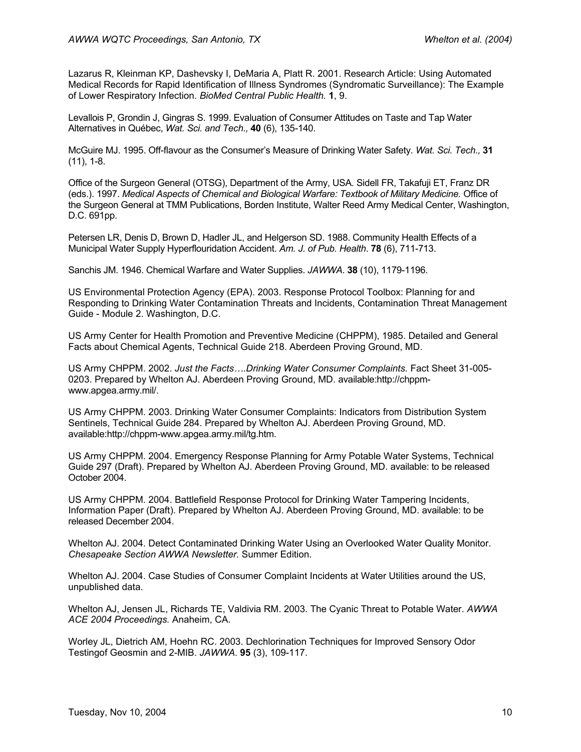Lazarus R, Kleinman KP, Dashevsky I, DeMaria A, Platt R. 2001. Research Article: Using Automated Medical Records for Rapid Identification of Illness Syndromes (Syndromatic Surveillance): The Example of Lower Respiratory Infection. *BioMed Central Public Health.* **1**, 9.

Levallois P, Grondin J, Gingras S. 1999. Evaluation of Consumer Attitudes on Taste and Tap Water Alternatives in Québec, *Wat. Sci. and Tech.,* **40** (6), 135-140.

McGuire MJ. 1995. Off-flavour as the Consumer's Measure of Drinking Water Safety. *Wat. Sci. Tech.,* **31** (11), 1-8.

Office of the Surgeon General (OTSG), Department of the Army, USA. Sidell FR, Takafuji ET, Franz DR (eds.). 1997. *Medical Aspects of Chemical and Biological Warfare: Textbook of Military Medicine.* Office of the Surgeon General at TMM Publications, Borden Institute, Walter Reed Army Medical Center, Washington, D.C. 691pp.

Petersen LR, Denis D, Brown D, Hadler JL, and Helgerson SD. 1988. Community Health Effects of a Municipal Water Supply Hyperflouridation Accident. *Am. J. of Pub. Health*. **78** (6), 711-713.

Sanchis JM. 1946. Chemical Warfare and Water Supplies. *JAWWA*. **38** (10), 1179-1196.

US Environmental Protection Agency (EPA). 2003. Response Protocol Toolbox: Planning for and Responding to Drinking Water Contamination Threats and Incidents, Contamination Threat Management Guide - Module 2. Washington, D.C.

US Army Center for Health Promotion and Preventive Medicine (CHPPM), 1985. Detailed and General Facts about Chemical Agents, Technical Guide 218. Aberdeen Proving Ground, MD.

US Army CHPPM. 2002. *Just the Facts….Drinking Water Consumer Complaints.* Fact Sheet 31-005-0203. Prepared by Whelton AJ. Aberdeen Proving Ground, MD. available:http://chppm-www.apgea.army.mil/.

US Army CHPPM. 2003. Drinking Water Consumer Complaints: Indicators from Distribution System Sentinels, Technical Guide 284. Prepared by Whelton AJ. Aberdeen Proving Ground, MD. available:http://chppm-www.apgea.army.mil/tg.htm.

US Army CHPPM. 2004. Emergency Response Planning for Army Potable Water Systems, Technical Guide 297 (Draft). Prepared by Whelton AJ. Aberdeen Proving Ground, MD. available: to be released October 2004.

US Army CHPPM. 2004. Battlefield Response Protocol for Drinking Water Tampering Incidents, Information Paper (Draft). Prepared by Whelton AJ. Aberdeen Proving Ground, MD. available: to be released December 2004.

Whelton AJ. 2004. Detect Contaminated Drinking Water Using an Overlooked Water Quality Monitor. *Chesapeake Section AWWA Newsletter.* Summer Edition.

Whelton AJ. 2004. Case Studies of Consumer Complaint Incidents at Water Utilities around the US, unpublished data.

Whelton AJ, Jensen JL, Richards TE, Valdivia RM. 2003. The Cyanic Threat to Potable Water. *AWWA ACE 2004 Proceedings.* Anaheim, CA.

Worley JL, Dietrich AM, Hoehn RC. 2003. Dechlorination Techniques for Improved Sensory Odor Testingof Geosmin and 2-MIB. *JAWWA*. **95** (3), 109-117.